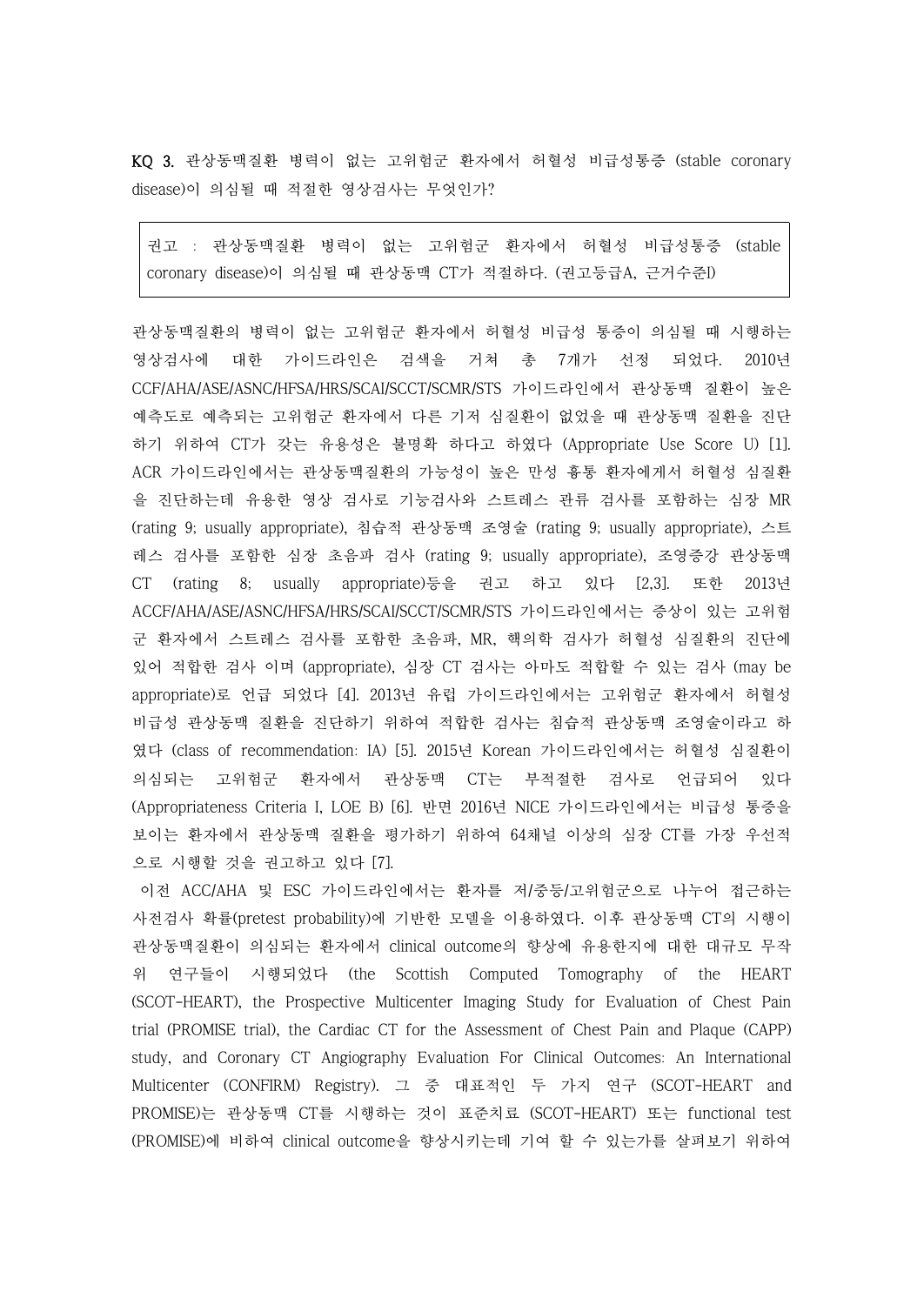**KQ 3.** 관상동맥질환 병력이 없는 고위험군 환자에서 허혈성 비급성통증 (stable coronary disease)이 의심될 때 적절한 영상검사는 무엇인가?

> 권고 : 관상동맥질환 병력이 없는 고위험군 환자에서 허혈성 비급성통증 (stable coronary disease)이 의심될 때 관상동맥 CT가 적절하다. (권고등급A, 근거수준I)

관상동맥질환의 병력이 없는 고위험군 환자에서 허혈성 비급성 통증이 의심될 때 시행하는 영상검사에 대한 가이드라인은 검색을 거쳐 총 7개가 선정 되었다. 2010년 CCF/AHA/ASE/ASNC/HFSA/HRS/SCAI/SCCT/SCMR/STS 가이드라인에서 관상동맥 질환이 높은 예측도로 예측되는 고위험군 환자에서 다른 기저 심질환이 없었을 때 관상동맥 질환을 진단하기 위하여 CT가 갖는 유용성은 불명확 하다고 하였다 (Appropriate Use Score U) [1]. ACR 가이드라인에서는 관상동맥질환의 가능성이 높은 만성 흉통 환자에게서 허혈성 심질환을 진단하는데 유용한 영상 검사로 기능검사와 스트레스 관류 검사를 포함하는 심장 MR (rating 9; usually appropriate), 침습적 관상동맥 조영술 (rating 9; usually appropriate), 스트레스 검사를 포함한 심장 초음파 검사 (rating 9; usually appropriate), 조영증강 관상동맥 CT (rating 8; usually appropriate)등을 권고 하고 있다 [2,3]. 또한 2013년 ACCF/AHA/ASE/ASNC/HFSA/HRS/SCAI/SCCT/SCMR/STS 가이드라인에서는 증상이 있는 고위험군 환자에서 스트레스 검사를 포함한 초음파, MR, 핵의학 검사가 허혈성 심질환의 진단에 있어 적합한 검사 이며 (appropriate), 심장 CT 검사는 아마도 적합할 수 있는 검사 (may be appropriate)로 언급 되었다 [4]. 2013년 유럽 가이드라인에서는 고위험군 환자에서 허혈성 비급성 관상동맥 질환을 진단하기 위하여 적합한 검사는 침습적 관상동맥 조영술이라고 하였다 (class of recommendation: IA) [5]. 2015년 Korean 가이드라인에서는 허혈성 심질환이 의심되는 고위험군 환자에서 관상동맥 CT는 부적절한 검사로 언급되어 있다 (Appropriateness Criteria I, LOE B) [6]. 반면 2016년 NICE 가이드라인에서는 비급성 통증을 보이는 환자에서 관상동맥 질환을 평가하기 위하여 64채널 이상의 심장 CT를 가장 우선적으로 시행할 것을 권고하고 있다 [7].

이전 ACC/AHA 및 ESC 가이드라인에서는 환자를 저/중등/고위험군으로 나누어 접근하는 사전검사 확률(pretest probability)에 기반한 모델을 이용하였다. 이후 관상동맥 CT의 시행이 관상동맥질환이 의심되는 환자에서 clinical outcome의 향상에 유용한지에 대한 대규모 무작위 연구들이 시행되었다 (the Scottish Computed Tomography of the HEART (SCOT-HEART), the Prospective Multicenter Imaging Study for Evaluation of Chest Pain trial (PROMISE trial), the Cardiac CT for the Assessment of Chest Pain and Plaque (CAPP) study, and Coronary CT Angiography Evaluation For Clinical Outcomes: An International Multicenter (CONFIRM) Registry). 그 중 대표적인 두 가지 연구 (SCOT-HEART and PROMISE)는 관상동맥 CT를 시행하는 것이 표준치료 (SCOT-HEART) 또는 functional test (PROMISE)에 비하여 clinical outcome을 향상시키는데 기여 할 수 있는가를 살펴보기 위하여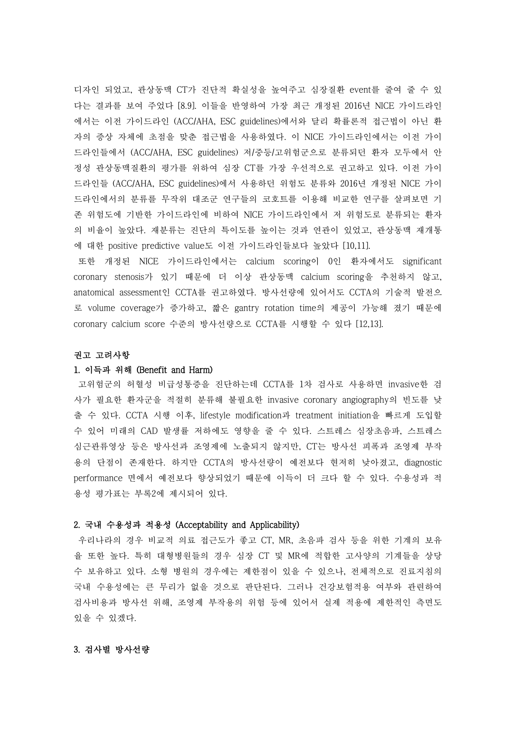디자인 되었고, 관상동맥 CT가 진단적 확실성을 높여주고 심장질환 event를 줄여 줄 수 있다는 결과를 보여 주었다 [8.9]. 이들을 반영하여 가장 최근 개정된 2016년 NICE 가이드라인에서는 이전 가이드라인 (ACC/AHA, ESC guidelines)에서와 달리 확률론적 접근법이 아닌 환자의 증상 자체에 초점을 맞춘 접근법을 사용하였다. 이 NICE 가이드라인에서는 이전 가이드라인들에서 (ACC/AHA, ESC guidelines) 저/중등/고위험군으로 분류되던 환자 모두에서 안정성 관상동맥질환의 평가를 위하여 심장 CT를 가장 우선적으로 권고하고 있다. 이전 가이드라인들 (ACC/AHA, ESC guidelines)에서 사용하던 위험도 분류와 2016년 개정된 NICE 가이드라인에서의 분류를 무작위 대조군 연구들의 코호트를 이용해 비교한 연구를 살펴보면 기존 위험도에 기반한 가이드라인에 비하여 NICE 가이드라인에서 저 위험도로 분류되는 환자의 비율이 높았다. 재분류는 진단의 특이도를 높이는 것과 연관이 있었고, 관상동맥 재개통에 대한 positive predictive value도 이전 가이드라인들보다 높았다 [10,11].

또한 개정된 NICE 가이드라인에서는 calcium scoring이 0인 환자에서도 significant coronary stenosis가 있기 때문에 더 이상 관상동맥 calcium scoring을 추천하지 않고, anatomical assessment인 CCTA를 권고하였다. 방사선량에 있어서도 CCTA의 기술적 발전으로 volume coverage가 증가하고, 짧은 gantry rotation time의 제공이 가능해 졌기 때문에 coronary calcium score 수준의 방사선량으로 CCTA를 시행할 수 있다 [12,13].

**권고 고려사항**

**1. 이득과 위해 (Benefit and Harm)**

고위험군의 허혈성 비급성통증을 진단하는데 CCTA를 1차 검사로 사용하면 invasive한 검사가 필요한 환자군을 적절히 분류해 불필요한 invasive coronary angiography의 빈도를 낮출 수 있다. CCTA 시행 이후, lifestyle modification과 treatment initiation을 빠르게 도입할 수 있어 미래의 CAD 발생률 저하에도 영향을 줄 수 있다. 스트레스 심장초음파, 스트레스 심근관류영상 등은 방사선과 조영제에 노출되지 않지만, CT는 방사선 피폭과 조영제 부작용의 단점이 존재한다. 하지만 CCTA의 방사선량이 예전보다 현저히 낮아졌고, diagnostic performance 면에서 예전보다 향상되었기 때문에 이득이 더 크다 할 수 있다. 수용성과 적용성 평가표는 부록2에 제시되어 있다.

**2. 국내 수용성과 적용성 (Acceptability and Applicability)**

우리나라의 경우 비교적 의료 접근도가 좋고 CT, MR, 초음파 검사 등을 위한 기계의 보유율 또한 높다. 특히 대형병원들의 경우 심장 CT 및 MR에 적합한 고사양의 기계들을 상당수 보유하고 있다. 소형 병원의 경우에는 제한점이 있을 수 있으나, 전체적으로 진료지침의 국내 수용성에는 큰 무리가 없을 것으로 판단된다. 그러나 건강보험적용 여부와 관련하여 검사비용과 방사선 위해, 조영제 부작용의 위험 등에 있어서 실제 적용에 제한적인 측면도 있을 수 있겠다.

**3. 검사별 방사선량**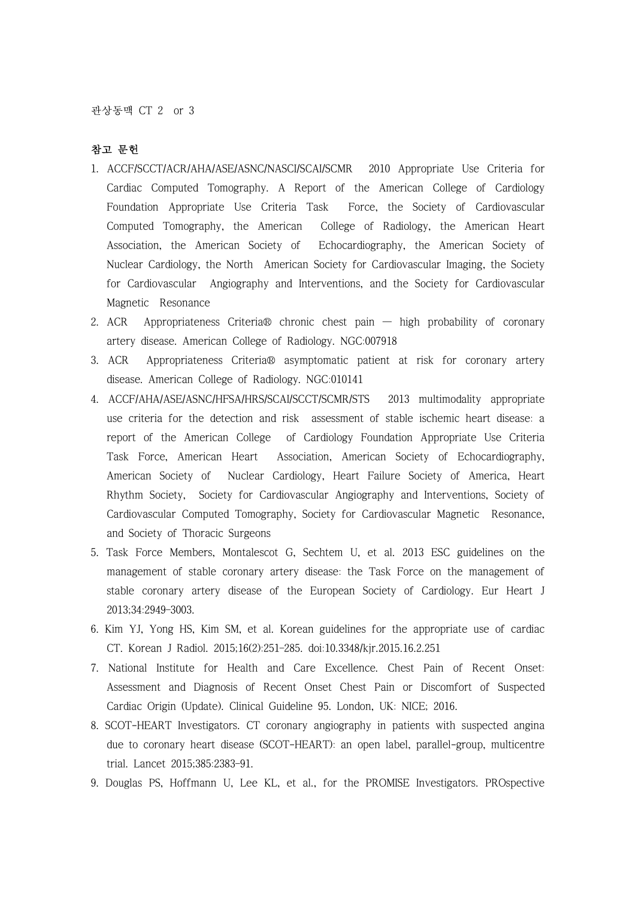관상동맥 CT 2 or 3

**참고 문헌**

1. ACCF/SCCT/ACR/AHA/ASE/ASNC/NASCI/SCAI/SCMR 2010 Appropriate Use Criteria for Cardiac Computed Tomography. A Report of the American College of Cardiology Foundation Appropriate Use Criteria Task Force, the Society of Cardiovascular Computed Tomography, the American College of Radiology, the American Heart Association, the American Society of Echocardiography, the American Society of Nuclear Cardiology, the North American Society for Cardiovascular Imaging, the Society for Cardiovascular Angiography and Interventions, and the Society for Cardiovascular Magnetic Resonance
2. ACR Appropriateness Criteria® chronic chest pain — high probability of coronary artery disease. American College of Radiology. NGC:007918
3. ACR Appropriateness Criteria® asymptomatic patient at risk for coronary artery disease. American College of Radiology. NGC:010141
4. ACCF/AHA/ASE/ASNC/HFSA/HRS/SCAI/SCCT/SCMR/STS 2013 multimodality appropriate use criteria for the detection and risk assessment of stable ischemic heart disease: a report of the American College of Cardiology Foundation Appropriate Use Criteria Task Force, American Heart Association, American Society of Echocardiography, American Society of Nuclear Cardiology, Heart Failure Society of America, Heart Rhythm Society, Society for Cardiovascular Angiography and Interventions, Society of Cardiovascular Computed Tomography, Society for Cardiovascular Magnetic Resonance, and Society of Thoracic Surgeons
5. Task Force Members, Montalescot G, Sechtem U, et al. 2013 ESC guidelines on the management of stable coronary artery disease: the Task Force on the management of stable coronary artery disease of the European Society of Cardiology. Eur Heart J 2013;34:2949–3003.
6. Kim YJ, Yong HS, Kim SM, et al. Korean guidelines for the appropriate use of cardiac CT. Korean J Radiol. 2015;16(2):251–285. doi:10.3348/kjr.2015.16.2.251
7. National Institute for Health and Care Excellence. Chest Pain of Recent Onset: Assessment and Diagnosis of Recent Onset Chest Pain or Discomfort of Suspected Cardiac Origin (Update). Clinical Guideline 95. London, UK: NICE; 2016.
8. SCOT-HEART Investigators. CT coronary angiography in patients with suspected angina due to coronary heart disease (SCOT-HEART): an open label, parallel-group, multicentre trial. Lancet 2015;385:2383–91.
9. Douglas PS, Hoffmann U, Lee KL, et al., for the PROMISE Investigators. PROspective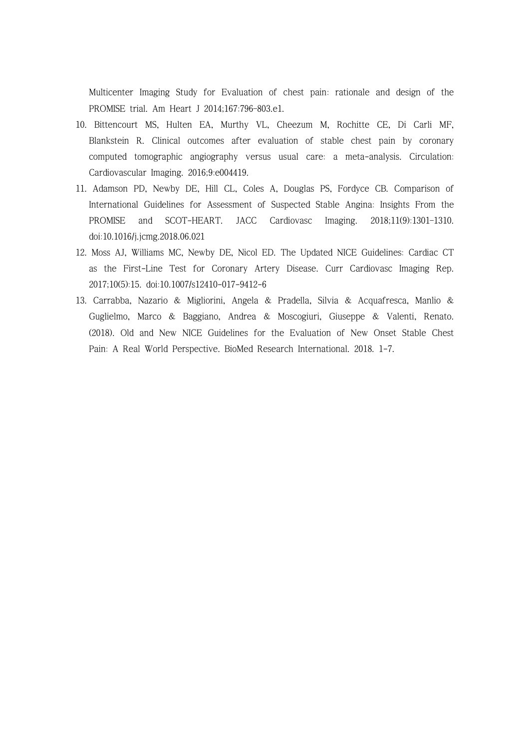Multicenter Imaging Study for Evaluation of chest pain: rationale and design of the PROMISE trial. Am Heart J 2014;167:796–803.e1.

10. Bittencourt MS, Hulten EA, Murthy VL, Cheezum M, Rochitte CE, Di Carli MF, Blankstein R. Clinical outcomes after evaluation of stable chest pain by coronary computed tomographic angiography versus usual care: a meta-analysis. Circulation: Cardiovascular Imaging. 2016;9:e004419.
11. Adamson PD, Newby DE, Hill CL, Coles A, Douglas PS, Fordyce CB. Comparison of International Guidelines for Assessment of Suspected Stable Angina: Insights From the PROMISE and SCOT-HEART. JACC Cardiovasc Imaging. 2018;11(9):1301–1310. doi:10.1016/j.jcmg.2018.06.021
12. Moss AJ, Williams MC, Newby DE, Nicol ED. The Updated NICE Guidelines: Cardiac CT as the First-Line Test for Coronary Artery Disease. Curr Cardiovasc Imaging Rep. 2017;10(5):15. doi:10.1007/s12410-017-9412-6
13. Carrabba, Nazario & Migliorini, Angela & Pradella, Silvia & Acquafresca, Manlio & Guglielmo, Marco & Baggiano, Andrea & Moscogiuri, Giuseppe & Valenti, Renato. (2018). Old and New NICE Guidelines for the Evaluation of New Onset Stable Chest Pain: A Real World Perspective. BioMed Research International. 2018. 1-7.